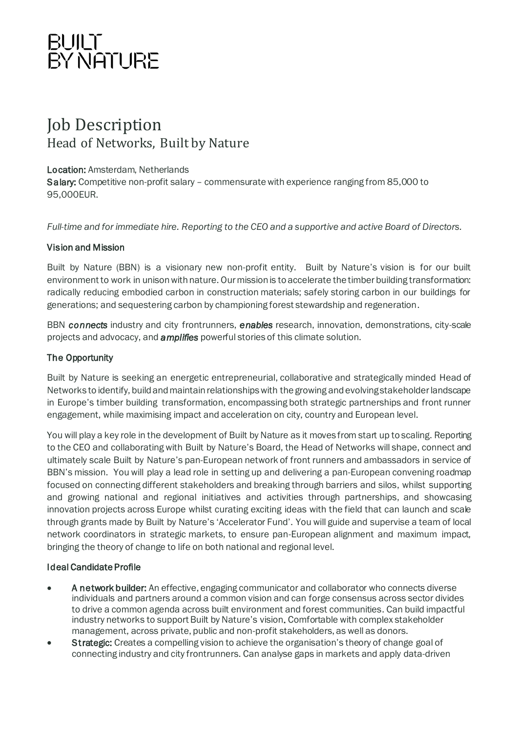BUILT
BY NATURE

# Job Description

## Head of Networks, Built by Nature

**Location:** Amsterdam, Netherlands
**Salary:** Competitive non-profit salary – commensurate with experience ranging from 85,000 to 95,000EUR.

*Full-time and for immediate hire. Reporting to the CEO and a supportive and active Board of Directors.*

### Vision and Mission

Built by Nature (BBN) is a visionary new non-profit entity. Built by Nature's vision is for our built environment to work in unison with nature. Our mission is to accelerate the timber building transformation: radically reducing embodied carbon in construction materials; safely storing carbon in our buildings for generations; and sequestering carbon by championing forest stewardship and regeneration.

BBN ***connects*** industry and city frontrunners, ***enables*** research, innovation, demonstrations, city-scale projects and advocacy, and ***amplifies*** powerful stories of this climate solution.

### The Opportunity

Built by Nature is seeking an energetic entrepreneurial, collaborative and strategically minded Head of Networks to identify, build and maintain relationships with the growing and evolving stakeholder landscape in Europe's timber building transformation, encompassing both strategic partnerships and front runner engagement, while maximising impact and acceleration on city, country and European level.

You will play a key role in the development of Built by Nature as it moves from start up to scaling. Reporting to the CEO and collaborating with Built by Nature's Board, the Head of Networks will shape, connect and ultimately scale Built by Nature's pan-European network of front runners and ambassadors in service of BBN's mission. You will play a lead role in setting up and delivering a pan-European convening roadmap focused on connecting different stakeholders and breaking through barriers and silos, whilst supporting and growing national and regional initiatives and activities through partnerships, and showcasing innovation projects across Europe whilst curating exciting ideas with the field that can launch and scale through grants made by Built by Nature's 'Accelerator Fund'. You will guide and supervise a team of local network coordinators in strategic markets, to ensure pan-European alignment and maximum impact, bringing the theory of change to life on both national and regional level.

### Ideal Candidate Profile

- **A network builder:** An effective, engaging communicator and collaborator who connects diverse individuals and partners around a common vision and can forge consensus across sector divides to drive a common agenda across built environment and forest communities. Can build impactful industry networks to support Built by Nature's vision. Comfortable with complex stakeholder management, across private, public and non-profit stakeholders, as well as donors.
- **Strategic:** Creates a compelling vision to achieve the organisation's theory of change goal of connecting industry and city frontrunners. Can analyse gaps in markets and apply data-driven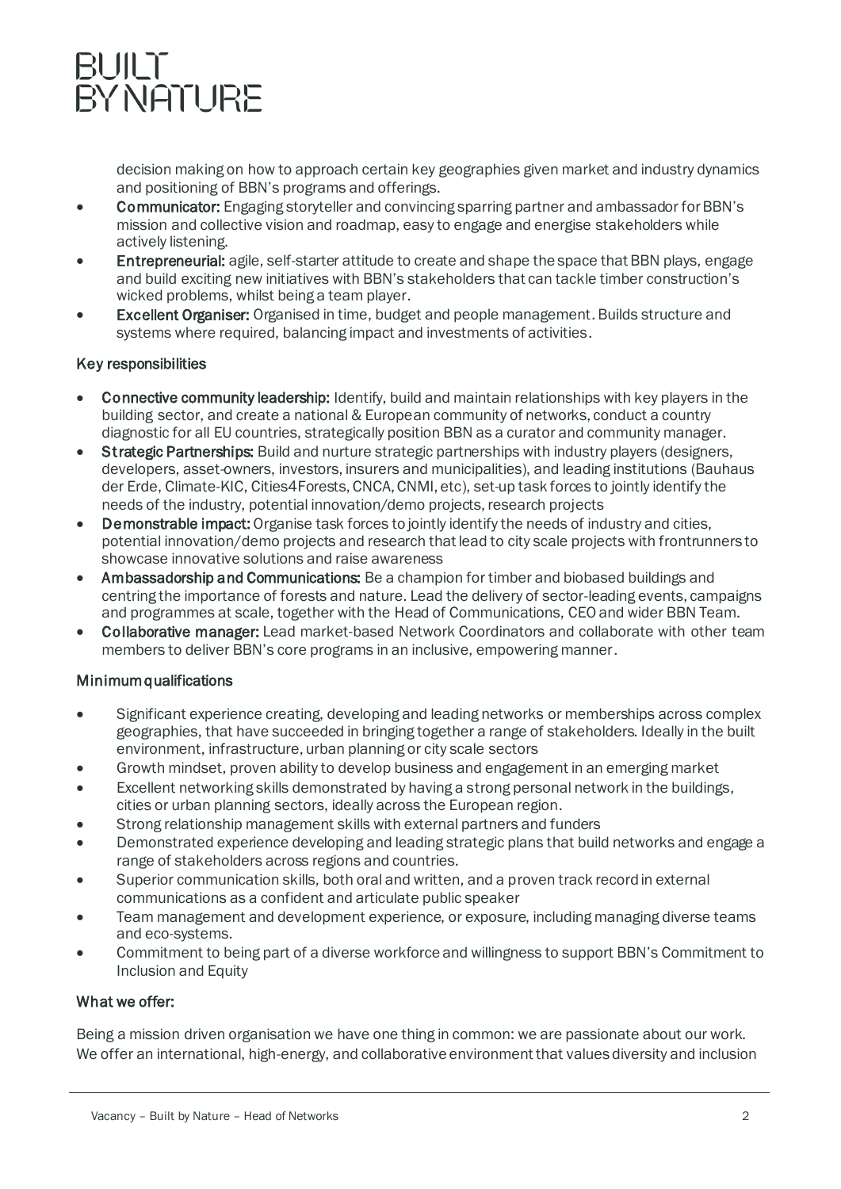decision making on how to approach certain key geographies given market and industry dynamics and positioning of BBN's programs and offerings.

- **Communicator:** Engaging storyteller and convincing sparring partner and ambassador for BBN's mission and collective vision and roadmap, easy to engage and energise stakeholders while actively listening.
- **Entrepreneurial:** agile, self-starter attitude to create and shape the space that BBN plays, engage and build exciting new initiatives with BBN's stakeholders that can tackle timber construction's wicked problems, whilst being a team player.
- **Excellent Organiser:** Organised in time, budget and people management. Builds structure and systems where required, balancing impact and investments of activities.

### Key responsibilities

- **Connective community leadership:** Identify, build and maintain relationships with key players in the building sector, and create a national & European community of networks, conduct a country diagnostic for all EU countries, strategically position BBN as a curator and community manager.
- **Strategic Partnerships:** Build and nurture strategic partnerships with industry players (designers, developers, asset-owners, investors, insurers and municipalities), and leading institutions (Bauhaus der Erde, Climate-KIC, Cities4Forests, CNCA, CNMI, etc), set-up task forces to jointly identify the needs of the industry, potential innovation/demo projects, research projects
- **Demonstrable impact:** Organise task forces to jointly identify the needs of industry and cities, potential innovation/demo projects and research that lead to city scale projects with frontrunners to showcase innovative solutions and raise awareness
- **Ambassadorship and Communications:** Be a champion for timber and biobased buildings and centring the importance of forests and nature. Lead the delivery of sector-leading events, campaigns and programmes at scale, together with the Head of Communications, CEO and wider BBN Team.
- **Collaborative manager:** Lead market-based Network Coordinators and collaborate with other team members to deliver BBN's core programs in an inclusive, empowering manner.

### Minimum qualifications

- Significant experience creating, developing and leading networks or memberships across complex geographies, that have succeeded in bringing together a range of stakeholders. Ideally in the built environment, infrastructure, urban planning or city scale sectors
- Growth mindset, proven ability to develop business and engagement in an emerging market
- Excellent networking skills demonstrated by having a strong personal network in the buildings, cities or urban planning sectors, ideally across the European region.
- Strong relationship management skills with external partners and funders
- Demonstrated experience developing and leading strategic plans that build networks and engage a range of stakeholders across regions and countries.
- Superior communication skills, both oral and written, and a proven track record in external communications as a confident and articulate public speaker
- Team management and development experience, or exposure, including managing diverse teams and eco-systems.
- Commitment to being part of a diverse workforce and willingness to support BBN's Commitment to Inclusion and Equity

### What we offer:

Being a mission driven organisation we have one thing in common: we are passionate about our work. We offer an international, high-energy, and collaborative environment that values diversity and inclusion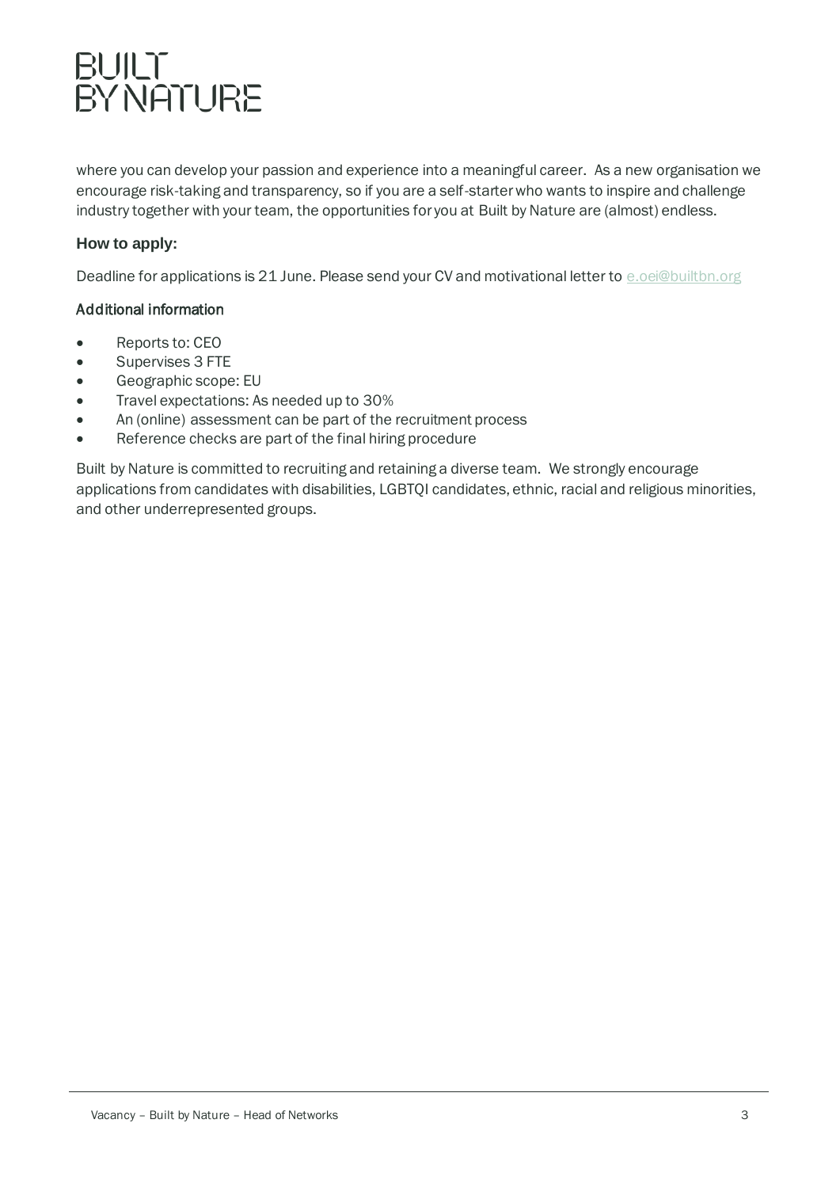where you can develop your passion and experience into a meaningful career. As a new organisation we encourage risk-taking and transparency, so if you are a self-starter who wants to inspire and challenge industry together with your team, the opportunities for you at Built by Nature are (almost) endless.

**How to apply:**

Deadline for applications is 21 June. Please send your CV and motivational letter to e.oei@builtbn.org

### Additional information

- Reports to: CEO
- Supervises 3 FTE
- Geographic scope: EU
- Travel expectations: As needed up to 30%
- An (online) assessment can be part of the recruitment process
- Reference checks are part of the final hiring procedure

Built by Nature is committed to recruiting and retaining a diverse team. We strongly encourage applications from candidates with disabilities, LGBTQI candidates, ethnic, racial and religious minorities, and other underrepresented groups.